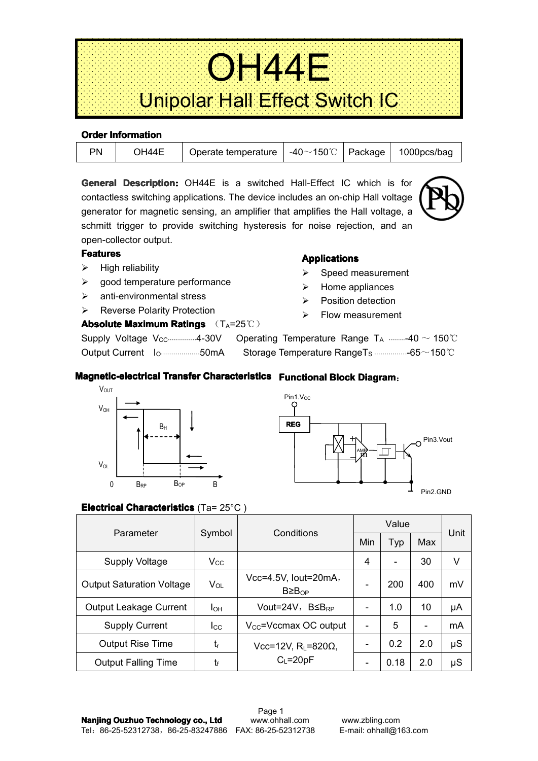# OH44E

## Unipolar Hall Effect Switch IC

**Order Information**

| PN | OH44E | Operate temperature | -40～150℃ | Package | 1000pcs/bag |
|---|---|---|---|---|---|

**General Description:** OH44E is a switched Hall-Effect IC which is for contactless switching applications. The device includes an on-chip Hall voltage generator for magnetic sensing, an amplifier that amplifies the Hall voltage, a schmitt trigger to provide switching hysteresis for noise rejection, and an open-collector output.

**Features**

- High reliability
- good temperature performance
- anti-environmental stress
- Reverse Polarity Protection

**Applications**

- Speed measurement
- Home appliances
- Position detection
- Flow measurement

**Absolute Maximum Ratings** （$T_A$=25℃）

Supply Voltage $V_{CC}$..............4-30V  Operating Temperature Range $T_A$ ........-40 ～ 150℃

Output Current $I_O$...................50mA  Storage Temperature Range$T_S$ ................-65～150℃

**Magnetic-electrical Transfer Characteristics**

$V_{OUT}$, $V_{OH}$, $V_{OL}$, $B_H$, 0, $B_{RP}$, $B_{OP}$, B

**Functional Block Diagram:**

Pin1.$V_{CC}$, REG, AMP, Pin3.Vout, Pin2.GND

**Electrical Characteristics** (Ta= 25°C )

| Parameter | Symbol | Conditions | Value | | | Unit |
|---|---|---|---|---|---|---|
| | | | Min | Typ | Max | |
| Supply Voltage | $V_{CC}$ | | 4 | - | 30 | V |
| Output Saturation Voltage | $V_{OL}$ | Vcc=4.5V, Iout=20mA, $B \geq B_{OP}$ | - | 200 | 400 | mV |
| Output Leakage Current | $I_{OH}$ | Vout=24V，$B \leq B_{RP}$ | - | 1.0 | 10 | μA |
| Supply Current | $I_{CC}$ | $V_{CC}$=Vccmax OC output | - | 5 | - | mA |
| Output Rise Time | $t_r$ | Vcc=12V, $R_L$=820Ω, $C_L$=20pF | - | 0.2 | 2.0 | μS |
| Output Falling Time | $t_f$ | | - | 0.18 | 2.0 | μS |

**Nanjing Ouzhuo Technology co., Ltd** www.ohhall.com www.zbling.com

Tel：86-25-52312738，86-25-83247886 FAX: 86-25-52312738 E-mail: ohhall@163.com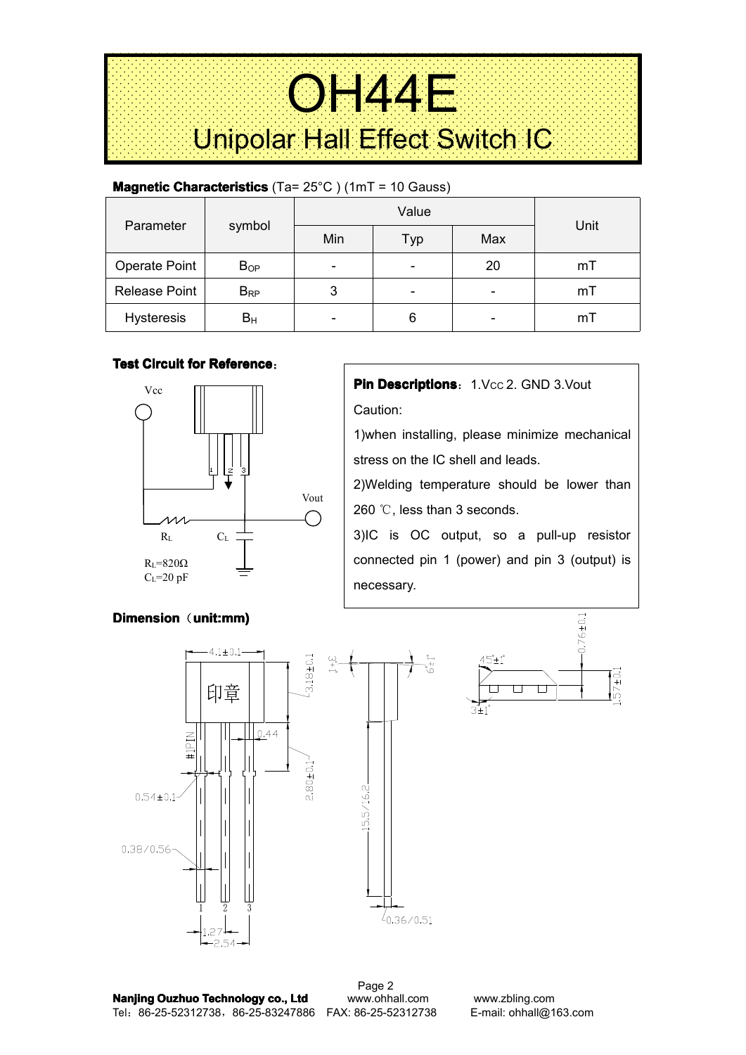# OH44E

## Unipolar Hall Effect Switch IC

**Magnetic Characteristics** (Ta= 25°C ) (1mT = 10 Gauss)

| Parameter | symbol | Value | | | Unit |
|---|---|---|---|---|---|
| | | Min | Typ | Max | |
| Operate Point | $B_{OP}$ | - | - | 20 | mT |
| Release Point | $B_{RP}$ | 3 | - | - | mT |
| Hysteresis | $B_H$ | - | 6 | - | mT |

**Test Circuit for Reference**：

Vcc

Vout

$R_L$ $C_L$

$R_L$=820Ω
$C_L$=20 pF

**Pin Descriptions**：1.Vcc 2. GND 3.Vout

Caution:

1)when installing, please minimize mechanical stress on the IC shell and leads.

2)Welding temperature should be lower than 260 ℃, less than 3 seconds.

3)IC is OC output, so a pull-up resistor connected pin 1 (power) and pin 3 (output) is necessary.

**Dimension（unit:mm)**

4.1±0.1
印章
3.18±0.1
0.44
#1PIN
2.80±0.1
0.54±0.1
0.38/0.56
1 2 3
1.27
2.54
3°±1°
6°±1°
15.5/16.2
0.36/0.51
45°±1°
3°±1°
0.76±0.1
1.57±0.1

**Nanjing Ouzhuo Technology co., Ltd** www.ohhall.com www.zbling.com
Tel：86-25-52312738，86-25-83247886 FAX: 86-25-52312738 E-mail: ohhall@163.com